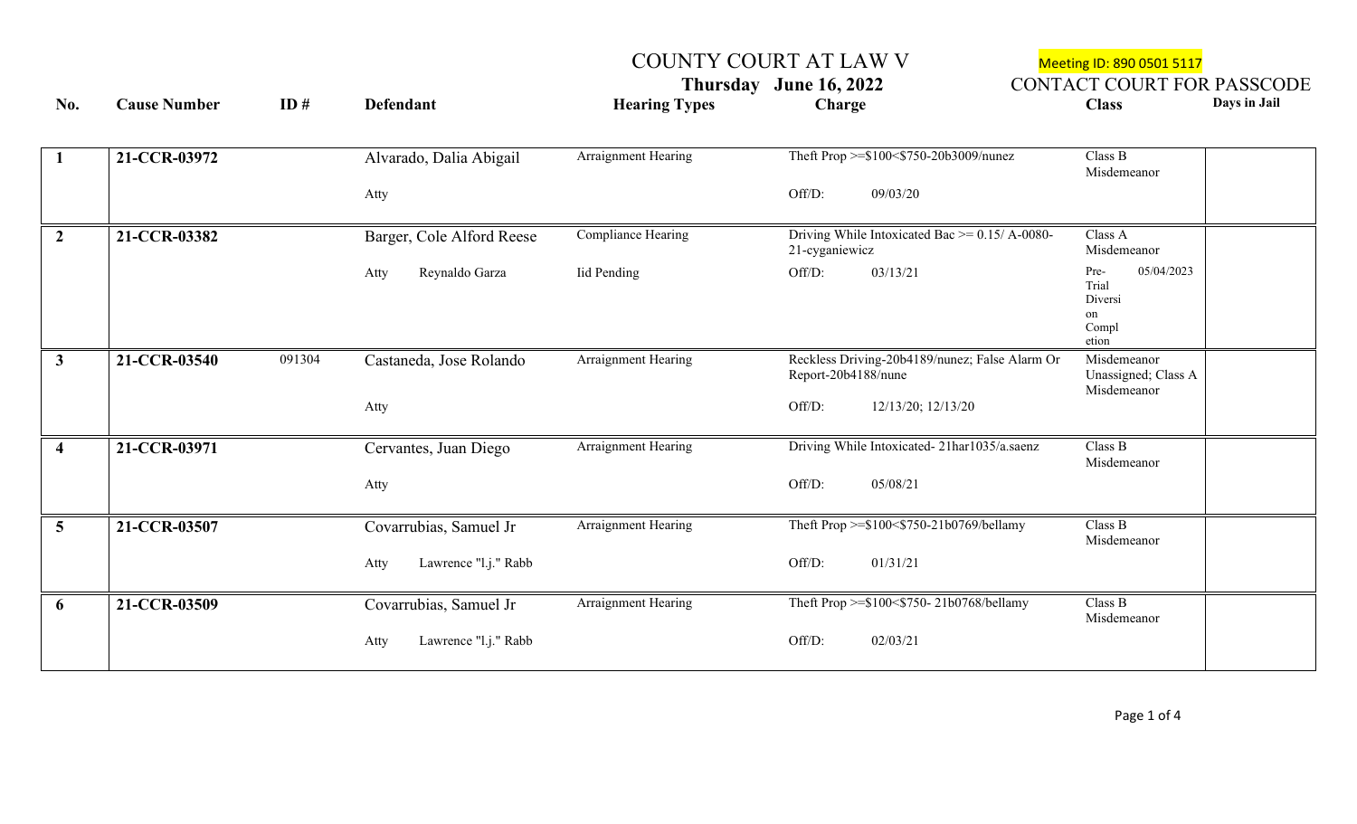# COUNTY COURT AT LAW V

**Thursday June 16, 2022**

Meeting ID: 890 0501 5117

CONTACT COURT FOR PASSCODE

| No. | Cause Number | ID # | Defendant | Hearing Types | Charge | Class | Days in Jail |
|---|---|---|---|---|---|---|---|
| 1 | 21-CCR-03972 | | Alvarado, Dalia Abigail<br>Atty | Arraignment Hearing | Theft Prop >=$100<$750-20b3009/nunez<br>Off/D: 09/03/20 | Class B Misdemeanor | |
| 2 | 21-CCR-03382 | | Barger, Cole Alford Reese<br>Atty Reynaldo Garza | Compliance Hearing<br>Iid Pending | Driving While Intoxicated Bac >= 0.15/ A-0080-21-cyganiewicz<br>Off/D: 03/13/21 | Class A Misdemeanor<br>Pre-Trial Diversion Completion 05/04/2023 | |
| 3 | 21-CCR-03540 | 091304 | Castaneda, Jose Rolando<br>Atty | Arraignment Hearing | Reckless Driving-20b4189/nunez; False Alarm Or Report-20b4188/nune<br>Off/D: 12/13/20; 12/13/20 | Misdemeanor Unassigned; Class A Misdemeanor | |
| 4 | 21-CCR-03971 | | Cervantes, Juan Diego<br>Atty | Arraignment Hearing | Driving While Intoxicated- 21har1035/a.saenz<br>Off/D: 05/08/21 | Class B Misdemeanor | |
| 5 | 21-CCR-03507 | | Covarrubias, Samuel Jr<br>Atty Lawrence "l.j." Rabb | Arraignment Hearing | Theft Prop >=$100<$750-21b0769/bellamy<br>Off/D: 01/31/21 | Class B Misdemeanor | |
| 6 | 21-CCR-03509 | | Covarrubias, Samuel Jr<br>Atty Lawrence "l.j." Rabb | Arraignment Hearing | Theft Prop >=$100<$750- 21b0768/bellamy<br>Off/D: 02/03/21 | Class B Misdemeanor | |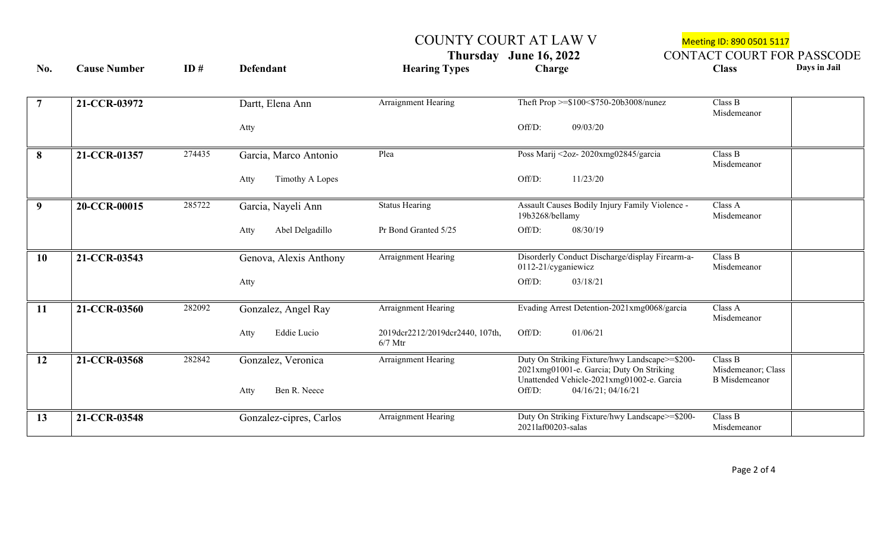# COUNTY COURT AT LAW V

**Thursday June 16, 2022**

Meeting ID: 890 0501 5117

CONTACT COURT FOR PASSCODE

| No. | Cause Number | ID # | Defendant | Hearing Types | Charge | Class | Days in Jail |
|---|---|---|---|---|---|---|---|
| 7 | 21-CCR-03972 | | Dartt, Elena Ann<br>Atty | Arraignment Hearing | Theft Prop >=$100<$750-20b3008/nunez<br>Off/D: 09/03/20 | Class B Misdemeanor | |
| 8 | 21-CCR-01357 | 274435 | Garcia, Marco Antonio<br>Atty Timothy A Lopes | Plea | Poss Marij <2oz- 2020xmg02845/garcia<br>Off/D: 11/23/20 | Class B Misdemeanor | |
| 9 | 20-CCR-00015 | 285722 | Garcia, Nayeli Ann<br>Atty Abel Delgadillo | Status Hearing<br>Pr Bond Granted 5/25 | Assault Causes Bodily Injury Family Violence - 19b3268/bellamy<br>Off/D: 08/30/19 | Class A Misdemeanor | |
| 10 | 21-CCR-03543 | | Genova, Alexis Anthony<br>Atty | Arraignment Hearing | Disorderly Conduct Discharge/display Firearm-a-0112-21/cyganiewicz<br>Off/D: 03/18/21 | Class B Misdemeanor | |
| 11 | 21-CCR-03560 | 282092 | Gonzalez, Angel Ray<br>Atty Eddie Lucio | Arraignment Hearing<br>2019dcr2212/2019dcr2440, 107th, 6/7 Mtr | Evading Arrest Detention-2021xmg0068/garcia<br>Off/D: 01/06/21 | Class A Misdemeanor | |
| 12 | 21-CCR-03568 | 282842 | Gonzalez, Veronica<br>Atty Ben R. Neece | Arraignment Hearing | Duty On Striking Fixture/hwy Landscape>=$200-2021xmg01001-e. Garcia; Duty On Striking Unattended Vehicle-2021xmg01002-e. Garcia<br>Off/D: 04/16/21; 04/16/21 | Class B Misdemeanor; Class B Misdemeanor | |
| 13 | 21-CCR-03548 | | Gonzalez-cipres, Carlos | Arraignment Hearing | Duty On Striking Fixture/hwy Landscape>=$200-2021laf00203-salas | Class B Misdemeanor | |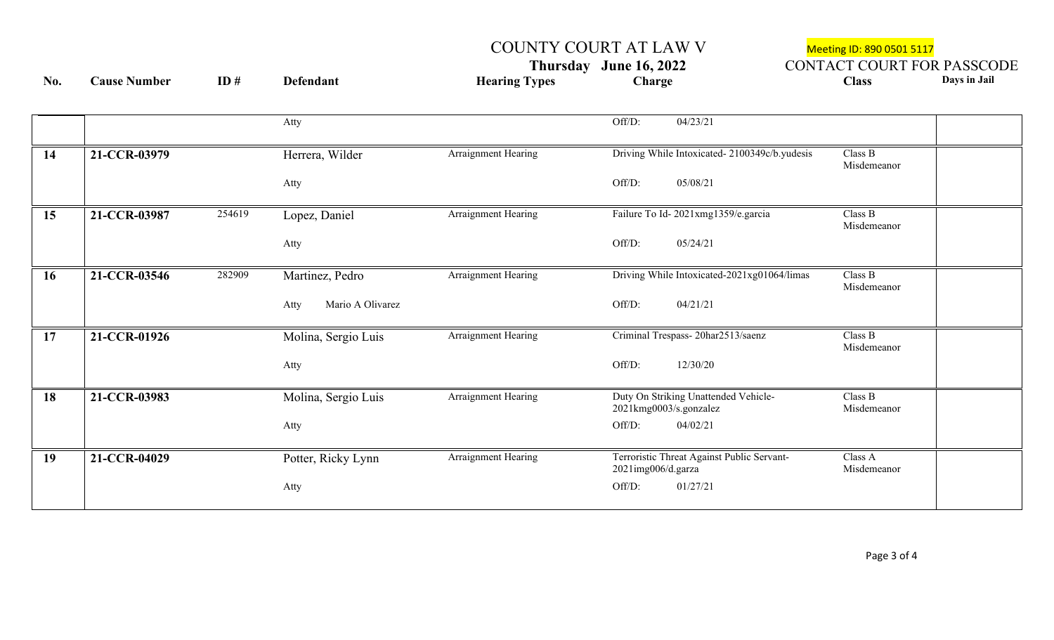COUNTY COURT AT LAW V

Meeting ID: 890 0501 5117

**Thursday June 16, 2022**

CONTACT COURT FOR PASSCODE

| No. | Cause Number | ID # | Defendant | Hearing Types | Charge | Class | Days in Jail |
|---|---|---|---|---|---|---|---|
| | | | Atty | | Off/D: 04/23/21 | | |
| **14** | **21-CCR-03979** | | Herrera, Wilder | Arraignment Hearing | Driving While Intoxicated- 2100349c/b.yudesis | Class B Misdemeanor | |
| | | | Atty | | Off/D: 05/08/21 | | |
| **15** | **21-CCR-03987** | 254619 | Lopez, Daniel | Arraignment Hearing | Failure To Id- 2021xmg1359/e.garcia | Class B Misdemeanor | |
| | | | Atty | | Off/D: 05/24/21 | | |
| **16** | **21-CCR-03546** | 282909 | Martinez, Pedro | Arraignment Hearing | Driving While Intoxicated-2021xg01064/limas | Class B Misdemeanor | |
| | | | Atty Mario A Olivarez | | Off/D: 04/21/21 | | |
| **17** | **21-CCR-01926** | | Molina, Sergio Luis | Arraignment Hearing | Criminal Trespass- 20har2513/saenz | Class B Misdemeanor | |
| | | | Atty | | Off/D: 12/30/20 | | |
| **18** | **21-CCR-03983** | | Molina, Sergio Luis | Arraignment Hearing | Duty On Striking Unattended Vehicle- 2021kmg0003/s.gonzalez | Class B Misdemeanor | |
| | | | Atty | | Off/D: 04/02/21 | | |
| **19** | **21-CCR-04029** | | Potter, Ricky Lynn | Arraignment Hearing | Terroristic Threat Against Public Servant- 2021img006/d.garza | Class A Misdemeanor | |
| | | | Atty | | Off/D: 01/27/21 | | |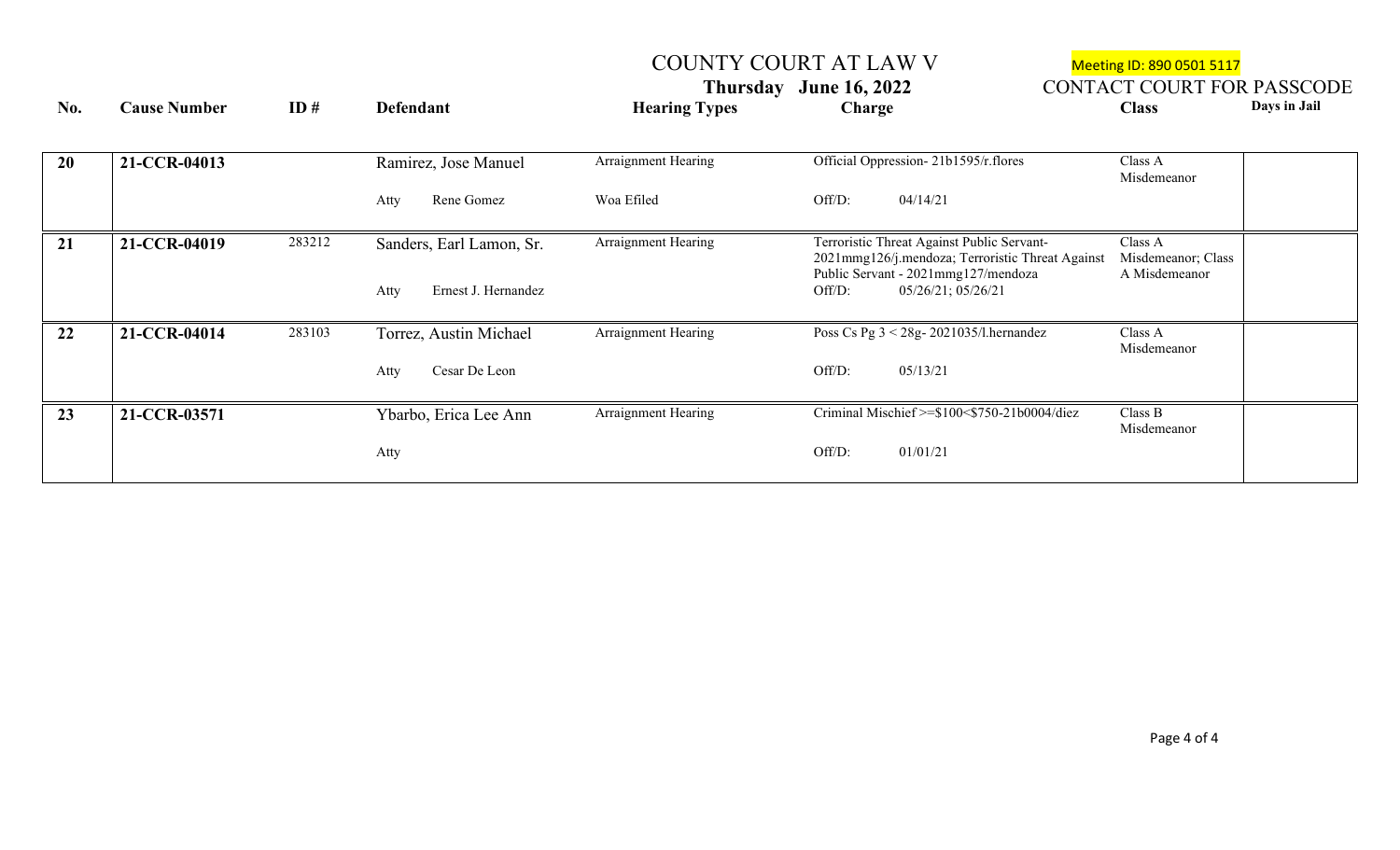# COUNTY COURT AT LAW V

**Thursday June 16, 2022**

Meeting ID: 890 0501 5117

CONTACT COURT FOR PASSCODE

| No. | Cause Number | ID # | Defendant | Hearing Types | Charge | Class | Days in Jail |
|---|---|---|---|---|---|---|---|
| 20 | 21-CCR-04013 | | Ramirez, Jose Manuel<br>Atty Rene Gomez | Arraignment Hearing<br>Woa Efiled | Official Oppression- 21b1595/r.flores<br>Off/D: 04/14/21 | Class A Misdemeanor | |
| 21 | 21-CCR-04019 | 283212 | Sanders, Earl Lamon, Sr.<br>Atty Ernest J. Hernandez | Arraignment Hearing | Terroristic Threat Against Public Servant-2021mmg126/j.mendoza; Terroristic Threat Against Public Servant - 2021mmg127/mendoza<br>Off/D: 05/26/21; 05/26/21 | Class A Misdemeanor; Class A Misdemeanor | |
| 22 | 21-CCR-04014 | 283103 | Torrez, Austin Michael<br>Atty Cesar De Leon | Arraignment Hearing | Poss Cs Pg 3 < 28g- 2021035/l.hernandez<br>Off/D: 05/13/21 | Class A Misdemeanor | |
| 23 | 21-CCR-03571 | | Ybarbo, Erica Lee Ann<br>Atty | Arraignment Hearing | Criminal Mischief >=$100<$750-21b0004/diez<br>Off/D: 01/01/21 | Class B Misdemeanor | |